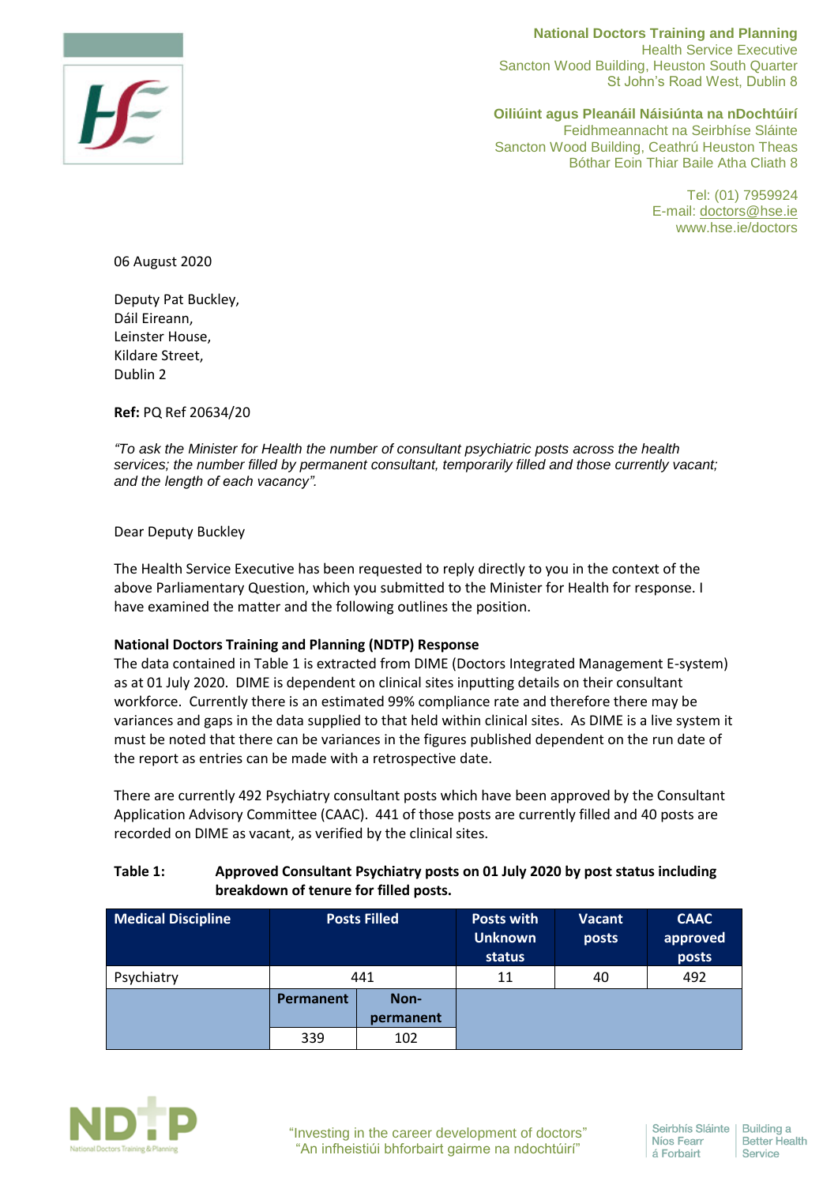**National Doctors Training and Planning**
Health Service Executive
Sancton Wood Building, Heuston South Quarter
St John's Road West, Dublin 8

**Oiliúint agus Pleanáil Náisiúnta na nDochtúirí**
Feidhmeannacht na Seirbhíse Sláinte
Sancton Wood Building, Ceathrú Heuston Theas
Bóthar Eoin Thiar Baile Atha Cliath 8

Tel: (01) 7959924
E-mail: doctors@hse.ie
www.hse.ie/doctors

06 August 2020

Deputy Pat Buckley,
Dáil Eireann,
Leinster House,
Kildare Street,
Dublin 2

**Ref:** PQ Ref 20634/20

*"To ask the Minister for Health the number of consultant psychiatric posts across the health services; the number filled by permanent consultant, temporarily filled and those currently vacant; and the length of each vacancy".*

Dear Deputy Buckley

The Health Service Executive has been requested to reply directly to you in the context of the above Parliamentary Question, which you submitted to the Minister for Health for response. I have examined the matter and the following outlines the position.

**National Doctors Training and Planning (NDTP) Response**

The data contained in Table 1 is extracted from DIME (Doctors Integrated Management E-system) as at 01 July 2020. DIME is dependent on clinical sites inputting details on their consultant workforce. Currently there is an estimated 99% compliance rate and therefore there may be variances and gaps in the data supplied to that held within clinical sites. As DIME is a live system it must be noted that there can be variances in the figures published dependent on the run date of the report as entries can be made with a retrospective date.

There are currently 492 Psychiatry consultant posts which have been approved by the Consultant Application Advisory Committee (CAAC). 441 of those posts are currently filled and 40 posts are recorded on DIME as vacant, as verified by the clinical sites.

**Table 1: Approved Consultant Psychiatry posts on 01 July 2020 by post status including breakdown of tenure for filled posts.**

| Medical Discipline | Posts Filled | | Posts with Unknown status | Vacant posts | CAAC approved posts |
|---|---|---|---|---|---|
| Psychiatry | 441 | | 11 | 40 | 492 |
| | Permanent | Non-permanent | | | |
| | 339 | 102 | | | |

"Investing in the career development of doctors"
"An infheistiúi bhforbairt gairme na ndochtúirí"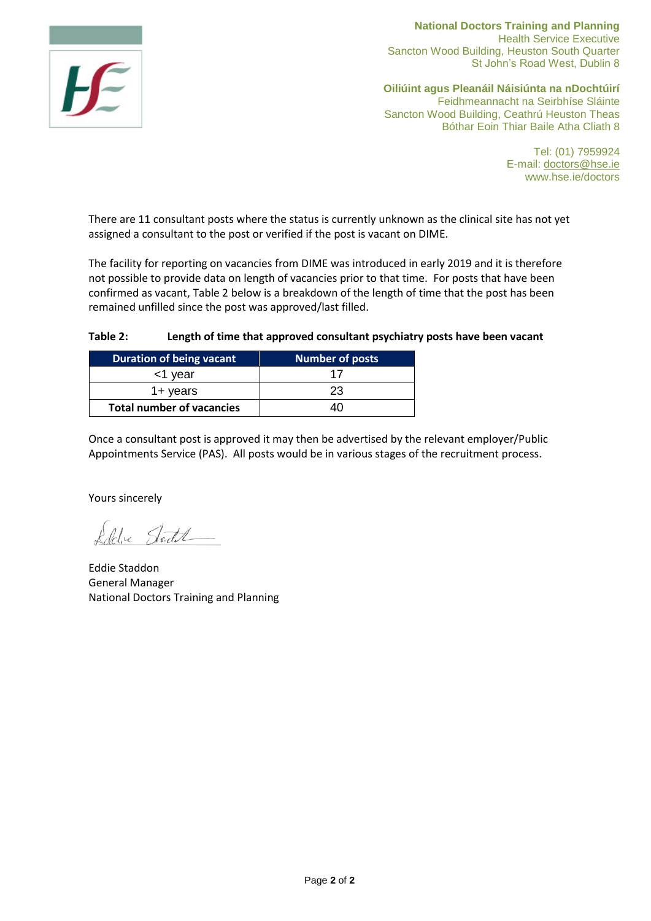National Doctors Training and Planning
Health Service Executive
Sancton Wood Building, Heuston South Quarter
St John's Road West, Dublin 8

Oiliúint agus Pleanáil Náisiúnta na nDochtúirí
Feidhmeannacht na Seirbhíse Sláinte
Sancton Wood Building, Ceathrú Heuston Theas
Bóthar Eoin Thiar Baile Atha Cliath 8

Tel: (01) 7959924
E-mail: doctors@hse.ie
www.hse.ie/doctors

There are 11 consultant posts where the status is currently unknown as the clinical site has not yet assigned a consultant to the post or verified if the post is vacant on DIME.

The facility for reporting on vacancies from DIME was introduced in early 2019 and it is therefore not possible to provide data on length of vacancies prior to that time. For posts that have been confirmed as vacant, Table 2 below is a breakdown of the length of time that the post has been remained unfilled since the post was approved/last filled.

**Table 2: Length of time that approved consultant psychiatry posts have been vacant**

| Duration of being vacant | Number of posts |
|---|---|
| <1 year | 17 |
| 1+ years | 23 |
| **Total number of vacancies** | 40 |

Once a consultant post is approved it may then be advertised by the relevant employer/Public Appointments Service (PAS). All posts would be in various stages of the recruitment process.

Yours sincerely

Eddie Staddon
General Manager
National Doctors Training and Planning